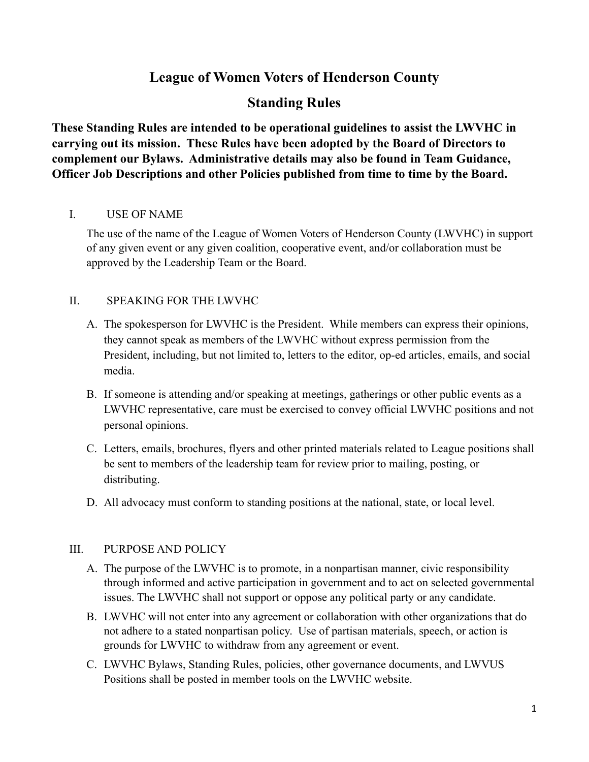# League of Women Voters of Henderson County

## Standing Rules

**These Standing Rules are intended to be operational guidelines to assist the LWVHC in carrying out its mission. These Rules have been adopted by the Board of Directors to complement our Bylaws. Administrative details may also be found in Team Guidance, Officer Job Descriptions and other Policies published from time to time by the Board.**

### I. USE OF NAME

The use of the name of the League of Women Voters of Henderson County (LWVHC) in support of any given event or any given coalition, cooperative event, and/or collaboration must be approved by the Leadership Team or the Board.

### II. SPEAKING FOR THE LWVHC

A. The spokesperson for LWVHC is the President. While members can express their opinions, they cannot speak as members of the LWVHC without express permission from the President, including, but not limited to, letters to the editor, op-ed articles, emails, and social media.

B. If someone is attending and/or speaking at meetings, gatherings or other public events as a LWVHC representative, care must be exercised to convey official LWVHC positions and not personal opinions.

C. Letters, emails, brochures, flyers and other printed materials related to League positions shall be sent to members of the leadership team for review prior to mailing, posting, or distributing.

D. All advocacy must conform to standing positions at the national, state, or local level.

### III. PURPOSE AND POLICY

A. The purpose of the LWVHC is to promote, in a nonpartisan manner, civic responsibility through informed and active participation in government and to act on selected governmental issues. The LWVHC shall not support or oppose any political party or any candidate.

B. LWVHC will not enter into any agreement or collaboration with other organizations that do not adhere to a stated nonpartisan policy. Use of partisan materials, speech, or action is grounds for LWVHC to withdraw from any agreement or event.

C. LWVHC Bylaws, Standing Rules, policies, other governance documents, and LWVUS Positions shall be posted in member tools on the LWVHC website.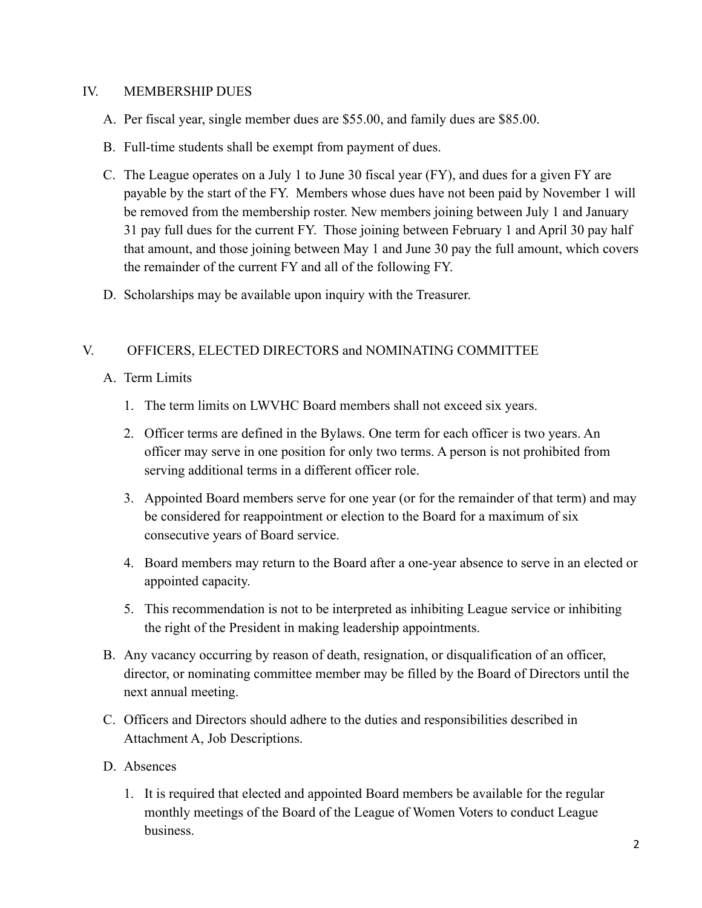## IV. MEMBERSHIP DUES

A. Per fiscal year, single member dues are $55.00, and family dues are $85.00.

B. Full-time students shall be exempt from payment of dues.

C. The League operates on a July 1 to June 30 fiscal year (FY), and dues for a given FY are payable by the start of the FY. Members whose dues have not been paid by November 1 will be removed from the membership roster. New members joining between July 1 and January 31 pay full dues for the current FY. Those joining between February 1 and April 30 pay half that amount, and those joining between May 1 and June 30 pay the full amount, which covers the remainder of the current FY and all of the following FY.

D. Scholarships may be available upon inquiry with the Treasurer.

## V. OFFICERS, ELECTED DIRECTORS and NOMINATING COMMITTEE

A. Term Limits

1. The term limits on LWVHC Board members shall not exceed six years.
2. Officer terms are defined in the Bylaws. One term for each officer is two years. An officer may serve in one position for only two terms. A person is not prohibited from serving additional terms in a different officer role.
3. Appointed Board members serve for one year (or for the remainder of that term) and may be considered for reappointment or election to the Board for a maximum of six consecutive years of Board service.
4. Board members may return to the Board after a one-year absence to serve in an elected or appointed capacity.
5. This recommendation is not to be interpreted as inhibiting League service or inhibiting the right of the President in making leadership appointments.

B. Any vacancy occurring by reason of death, resignation, or disqualification of an officer, director, or nominating committee member may be filled by the Board of Directors until the next annual meeting.

C. Officers and Directors should adhere to the duties and responsibilities described in Attachment A, Job Descriptions.

D. Absences

1. It is required that elected and appointed Board members be available for the regular monthly meetings of the Board of the League of Women Voters to conduct League business.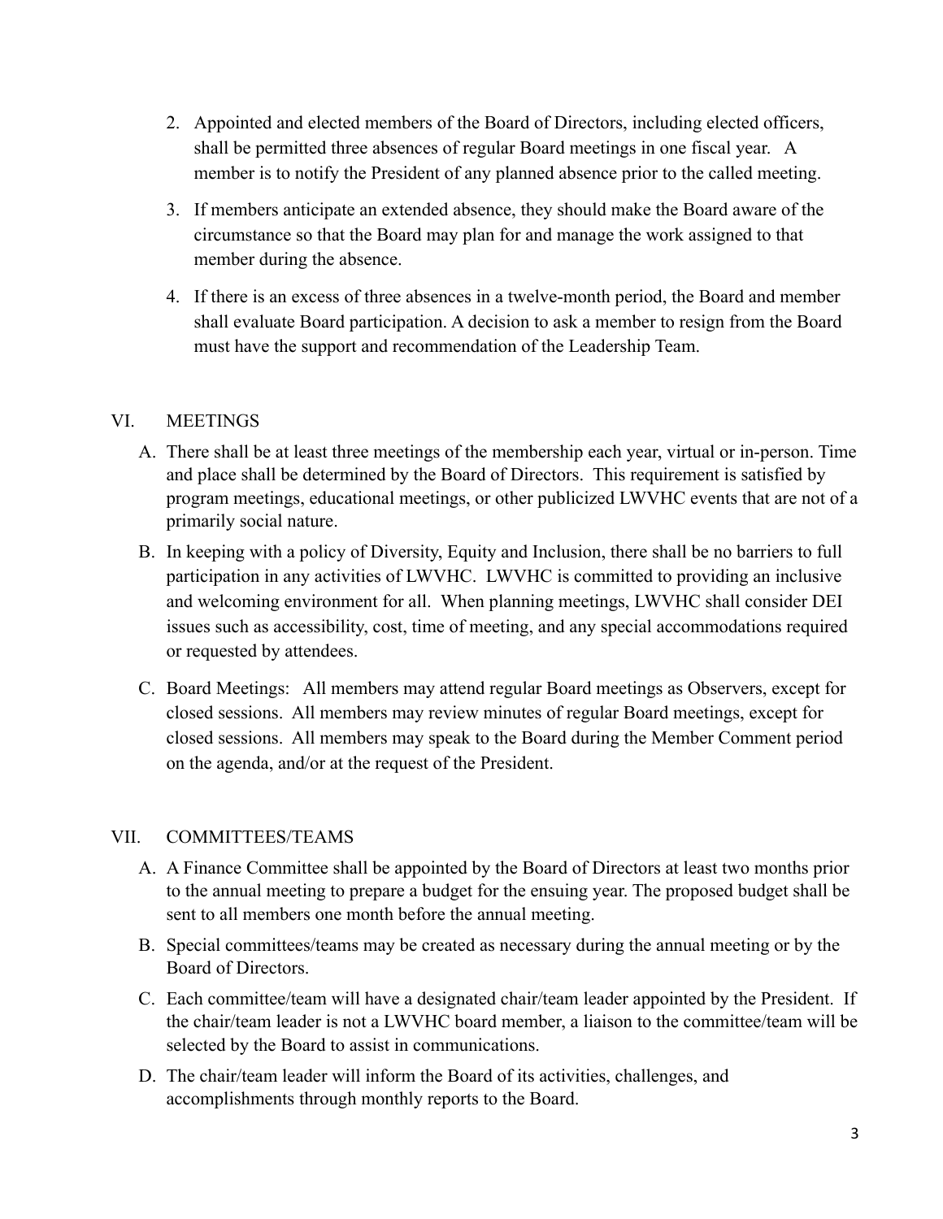2. Appointed and elected members of the Board of Directors, including elected officers, shall be permitted three absences of regular Board meetings in one fiscal year. A member is to notify the President of any planned absence prior to the called meeting.
3. If members anticipate an extended absence, they should make the Board aware of the circumstance so that the Board may plan for and manage the work assigned to that member during the absence.
4. If there is an excess of three absences in a twelve-month period, the Board and member shall evaluate Board participation. A decision to ask a member to resign from the Board must have the support and recommendation of the Leadership Team.

## VI. MEETINGS

A. There shall be at least three meetings of the membership each year, virtual or in-person. Time and place shall be determined by the Board of Directors. This requirement is satisfied by program meetings, educational meetings, or other publicized LWVHC events that are not of a primarily social nature.

B. In keeping with a policy of Diversity, Equity and Inclusion, there shall be no barriers to full participation in any activities of LWVHC. LWVHC is committed to providing an inclusive and welcoming environment for all. When planning meetings, LWVHC shall consider DEI issues such as accessibility, cost, time of meeting, and any special accommodations required or requested by attendees.

C. Board Meetings: All members may attend regular Board meetings as Observers, except for closed sessions. All members may review minutes of regular Board meetings, except for closed sessions. All members may speak to the Board during the Member Comment period on the agenda, and/or at the request of the President.

## VII. COMMITTEES/TEAMS

A. A Finance Committee shall be appointed by the Board of Directors at least two months prior to the annual meeting to prepare a budget for the ensuing year. The proposed budget shall be sent to all members one month before the annual meeting.

B. Special committees/teams may be created as necessary during the annual meeting or by the Board of Directors.

C. Each committee/team will have a designated chair/team leader appointed by the President. If the chair/team leader is not a LWVHC board member, a liaison to the committee/team will be selected by the Board to assist in communications.

D. The chair/team leader will inform the Board of its activities, challenges, and accomplishments through monthly reports to the Board.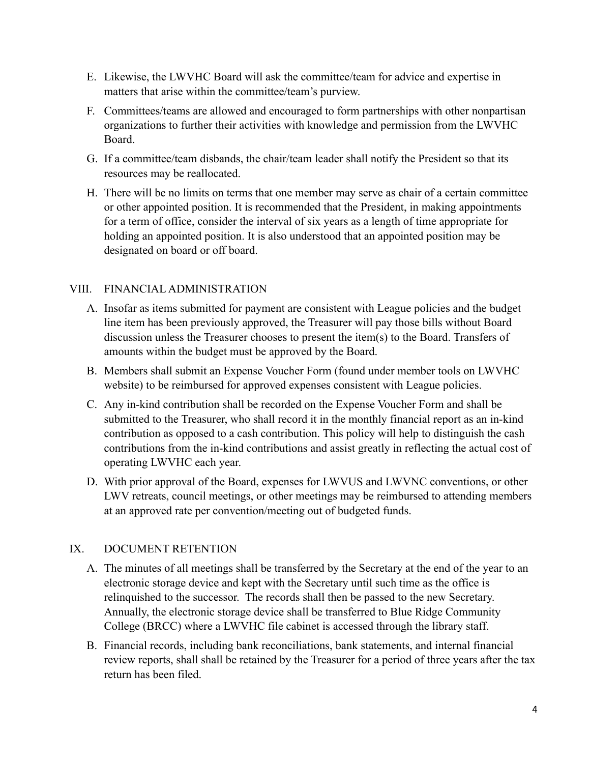E. Likewise, the LWVHC Board will ask the committee/team for advice and expertise in matters that arise within the committee/team's purview.

F. Committees/teams are allowed and encouraged to form partnerships with other nonpartisan organizations to further their activities with knowledge and permission from the LWVHC Board.

G. If a committee/team disbands, the chair/team leader shall notify the President so that its resources may be reallocated.

H. There will be no limits on terms that one member may serve as chair of a certain committee or other appointed position. It is recommended that the President, in making appointments for a term of office, consider the interval of six years as a length of time appropriate for holding an appointed position. It is also understood that an appointed position may be designated on board or off board.

## VIII. FINANCIAL ADMINISTRATION

A. Insofar as items submitted for payment are consistent with League policies and the budget line item has been previously approved, the Treasurer will pay those bills without Board discussion unless the Treasurer chooses to present the item(s) to the Board. Transfers of amounts within the budget must be approved by the Board.

B. Members shall submit an Expense Voucher Form (found under member tools on LWVHC website) to be reimbursed for approved expenses consistent with League policies.

C. Any in-kind contribution shall be recorded on the Expense Voucher Form and shall be submitted to the Treasurer, who shall record it in the monthly financial report as an in-kind contribution as opposed to a cash contribution. This policy will help to distinguish the cash contributions from the in-kind contributions and assist greatly in reflecting the actual cost of operating LWVHC each year.

D. With prior approval of the Board, expenses for LWVUS and LWVNC conventions, or other LWV retreats, council meetings, or other meetings may be reimbursed to attending members at an approved rate per convention/meeting out of budgeted funds.

## IX. DOCUMENT RETENTION

A. The minutes of all meetings shall be transferred by the Secretary at the end of the year to an electronic storage device and kept with the Secretary until such time as the office is relinquished to the successor. The records shall then be passed to the new Secretary. Annually, the electronic storage device shall be transferred to Blue Ridge Community College (BRCC) where a LWVHC file cabinet is accessed through the library staff.

B. Financial records, including bank reconciliations, bank statements, and internal financial review reports, shall shall be retained by the Treasurer for a period of three years after the tax return has been filed.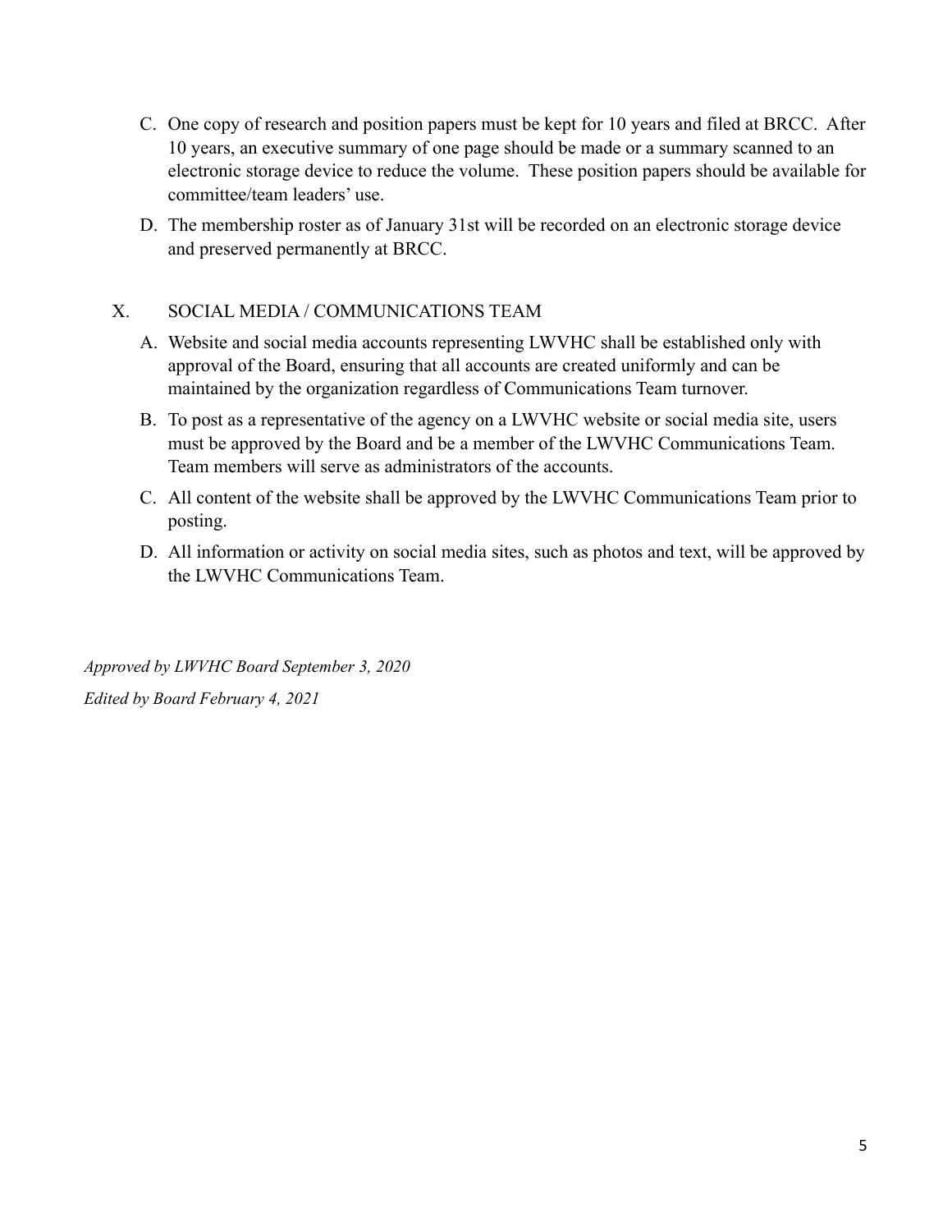C. One copy of research and position papers must be kept for 10 years and filed at BRCC. After 10 years, an executive summary of one page should be made or a summary scanned to an electronic storage device to reduce the volume. These position papers should be available for committee/team leaders' use.

D. The membership roster as of January 31st will be recorded on an electronic storage device and preserved permanently at BRCC.

## X. SOCIAL MEDIA / COMMUNICATIONS TEAM

A. Website and social media accounts representing LWVHC shall be established only with approval of the Board, ensuring that all accounts are created uniformly and can be maintained by the organization regardless of Communications Team turnover.

B. To post as a representative of the agency on a LWVHC website or social media site, users must be approved by the Board and be a member of the LWVHC Communications Team. Team members will serve as administrators of the accounts.

C. All content of the website shall be approved by the LWVHC Communications Team prior to posting.

D. All information or activity on social media sites, such as photos and text, will be approved by the LWVHC Communications Team.

*Approved by LWVHC Board September 3, 2020*

*Edited by Board February 4, 2021*